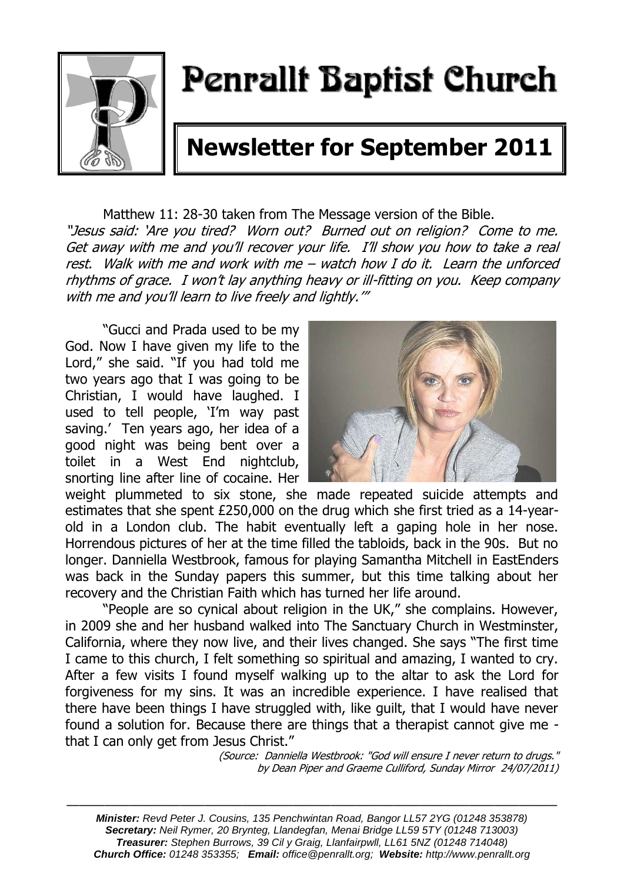# Penrallt Baptist Church

## Newsletter for September 2011

Matthew 11: 28-30 taken from The Message version of the Bible.

*"Jesus said: 'Are you tired? Worn out? Burned out on religion? Come to me. Get away with me and you'll recover your life. I'll show you how to take a real rest. Walk with me and work with me – watch how I do it. Learn the unforced rhythms of grace. I won't lay anything heavy or ill-fitting on you. Keep company with me and you'll learn to live freely and lightly.'"*

"Gucci and Prada used to be my God. Now I have given my life to the Lord," she said. "If you had told me two years ago that I was going to be Christian, I would have laughed. I used to tell people, 'I'm way past saving.' Ten years ago, her idea of a good night was being bent over a toilet in a West End nightclub, snorting line after line of cocaine. Her weight plummeted to six stone, she made repeated suicide attempts and estimates that she spent £250,000 on the drug which she first tried as a 14-year-old in a London club. The habit eventually left a gaping hole in her nose. Horrendous pictures of her at the time filled the tabloids, back in the 90s. But no longer. Danniella Westbrook, famous for playing Samantha Mitchell in EastEnders was back in the Sunday papers this summer, but this time talking about her recovery and the Christian Faith which has turned her life around.

"People are so cynical about religion in the UK," she complains. However, in 2009 she and her husband walked into The Sanctuary Church in Westminster, California, where they now live, and their lives changed. She says "The first time I came to this church, I felt something so spiritual and amazing, I wanted to cry. After a few visits I found myself walking up to the altar to ask the Lord for forgiveness for my sins. It was an incredible experience. I have realised that there have been things I have struggled with, like guilt, that I would have never found a solution for. Because there are things that a therapist cannot give me - that I can only get from Jesus Christ."

*(Source: Danniella Westbrook: "God will ensure I never return to drugs." by Dean Piper and Graeme Culliford, Sunday Mirror 24/07/2011)*

---

***Minister:*** *Revd Peter J. Cousins, 135 Penchwintan Road, Bangor LL57 2YG (01248 353878)*
***Secretary:*** *Neil Rymer, 20 Brynteg, Llandegfan, Menai Bridge LL59 5TY (01248 713003)*
***Treasurer:*** *Stephen Burrows, 39 Cil y Graig, Llanfairpwll, LL61 5NZ (01248 714048)*
***Church Office:*** *01248 353355;* ***Email:*** *office@penrallt.org;* ***Website:*** *http://www.penrallt.org*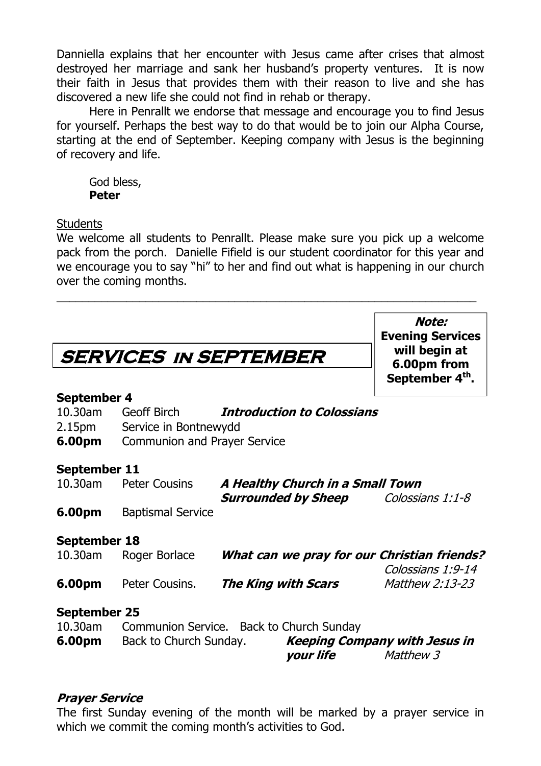Danniella explains that her encounter with Jesus came after crises that almost destroyed her marriage and sank her husband's property ventures. It is now their faith in Jesus that provides them with their reason to live and she has discovered a new life she could not find in rehab or therapy.

Here in Penrallt we endorse that message and encourage you to find Jesus for yourself. Perhaps the best way to do that would be to join our Alpha Course, starting at the end of September. Keeping company with Jesus is the beginning of recovery and life.

God bless,
**Peter**

Students

We welcome all students to Penrallt. Please make sure you pick up a welcome pack from the porch. Danielle Fifield is our student coordinator for this year and we encourage you to say "hi" to her and find out what is happening in our church over the coming months.

---

## SERVICES IN SEPTEMBER

> ***Note:***
> **Evening Services will begin at 6.00pm from September 4th.**

**September 4**

10.30am Geoff Birch ***Introduction to Colossians***
2.15pm Service in Bontnewydd
**6.00pm** Communion and Prayer Service

**September 11**

10.30am Peter Cousins ***A Healthy Church in a Small Town Surrounded by Sheep*** *Colossians 1:1-8*
**6.00pm** Baptismal Service

**September 18**

10.30am Roger Borlace ***What can we pray for our Christian friends?*** *Colossians 1:9-14*
**6.00pm** Peter Cousins. ***The King with Scars*** *Matthew 2:13-23*

**September 25**

10.30am Communion Service. Back to Church Sunday
**6.00pm** Back to Church Sunday. ***Keeping Company with Jesus in your life*** *Matthew 3*

***Prayer Service***

The first Sunday evening of the month will be marked by a prayer service in which we commit the coming month's activities to God.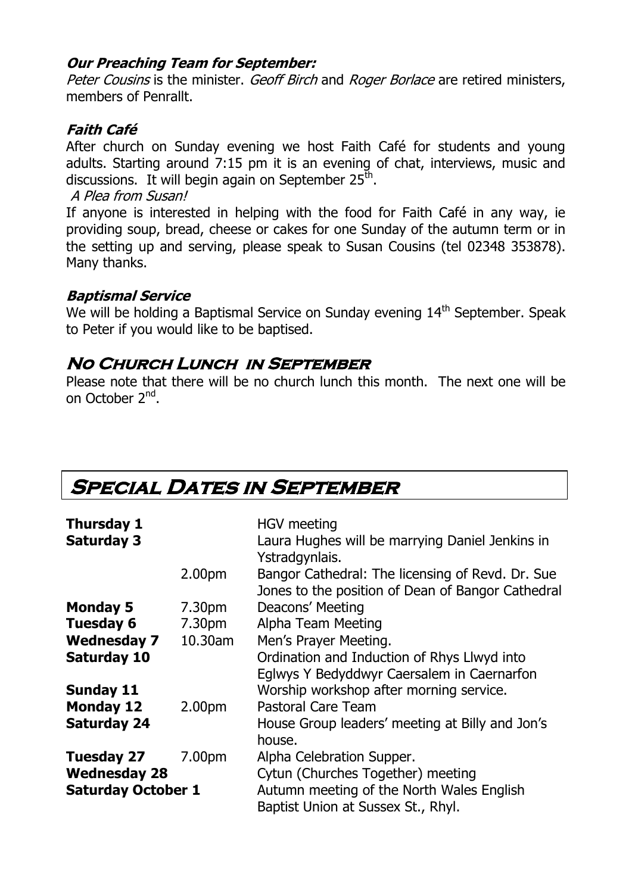### *Our Preaching Team for September:*

*Peter Cousins* is the minister. *Geoff Birch* and *Roger Borlace* are retired ministers, members of Penrallt.

### *Faith Café*

After church on Sunday evening we host Faith Café for students and young adults. Starting around 7:15 pm it is an evening of chat, interviews, music and discussions. It will begin again on September 25th.

*A Plea from Susan!*

If anyone is interested in helping with the food for Faith Café in any way, ie providing soup, bread, cheese or cakes for one Sunday of the autumn term or in the setting up and serving, please speak to Susan Cousins (tel 02348 353878). Many thanks.

### *Baptismal Service*

We will be holding a Baptismal Service on Sunday evening 14th September. Speak to Peter if you would like to be baptised.

## No Church Lunch in September

Please note that there will be no church lunch this month. The next one will be on October 2nd.

## Special Dates in September

| | | |
|---|---|---|
| **Thursday 1** | | HGV meeting |
| **Saturday 3** | | Laura Hughes will be marrying Daniel Jenkins in Ystradgynlais. |
| | 2.00pm | Bangor Cathedral: The licensing of Revd. Dr. Sue Jones to the position of Dean of Bangor Cathedral |
| **Monday 5** | 7.30pm | Deacons' Meeting |
| **Tuesday 6** | 7.30pm | Alpha Team Meeting |
| **Wednesday 7** | 10.30am | Men's Prayer Meeting. |
| **Saturday 10** | | Ordination and Induction of Rhys Llwyd into Eglwys Y Bedyddwyr Caersalem in Caernarfon |
| **Sunday 11** | | Worship workshop after morning service. |
| **Monday 12** | 2.00pm | Pastoral Care Team |
| **Saturday 24** | | House Group leaders' meeting at Billy and Jon's house. |
| **Tuesday 27** | 7.00pm | Alpha Celebration Supper. |
| **Wednesday 28** | | Cytun (Churches Together) meeting |
| **Saturday October 1** | | Autumn meeting of the North Wales English Baptist Union at Sussex St., Rhyl. |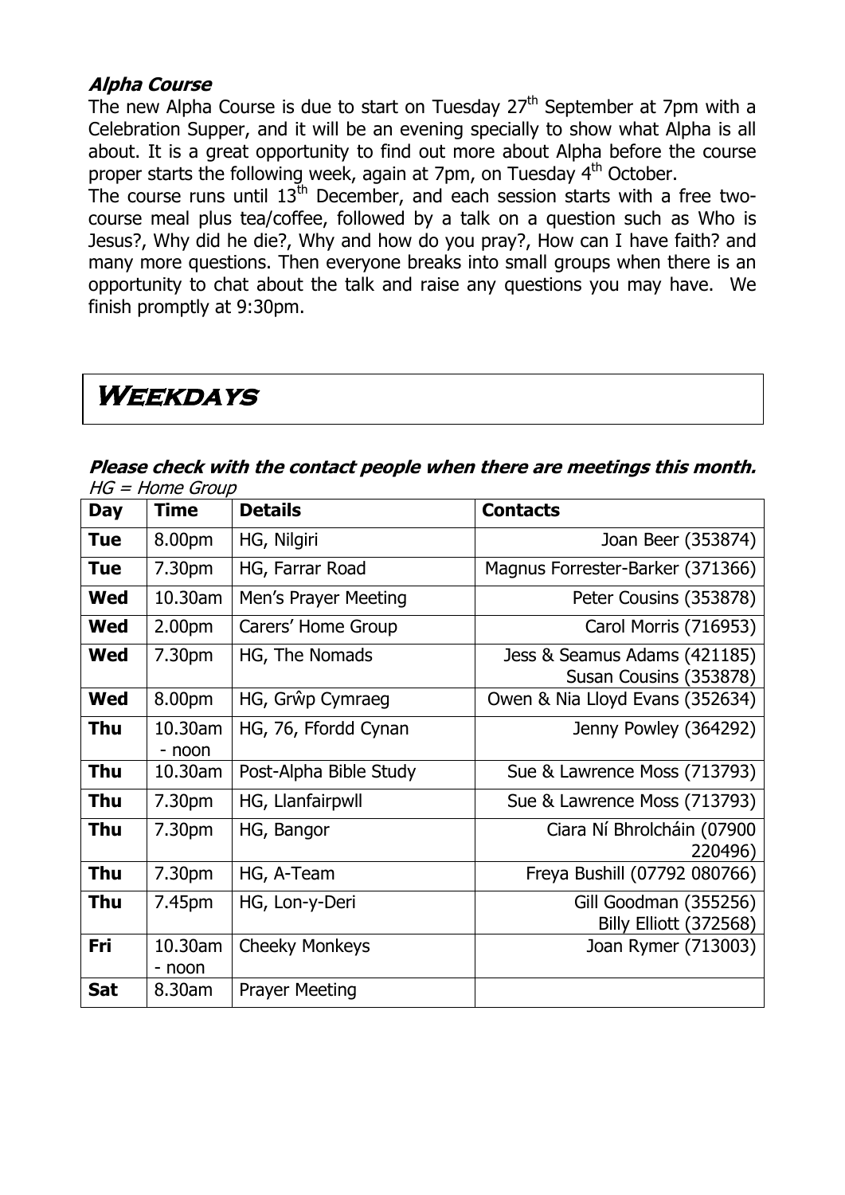### *Alpha Course*

The new Alpha Course is due to start on Tuesday 27th September at 7pm with a Celebration Supper, and it will be an evening specially to show what Alpha is all about. It is a great opportunity to find out more about Alpha before the course proper starts the following week, again at 7pm, on Tuesday 4th October.

The course runs until 13th December, and each session starts with a free two-course meal plus tea/coffee, followed by a talk on a question such as Who is Jesus?, Why did he die?, Why and how do you pray?, How can I have faith? and many more questions. Then everyone breaks into small groups when there is an opportunity to chat about the talk and raise any questions you may have. We finish promptly at 9:30pm.

## Weekdays

***Please check with the contact people when there are meetings this month.***

*HG = Home Group*

| Day | Time | Details | Contacts |
|---|---|---|---|
| **Tue** | 8.00pm | HG, Nilgiri | Joan Beer (353874) |
| **Tue** | 7.30pm | HG, Farrar Road | Magnus Forrester-Barker (371366) |
| **Wed** | 10.30am | Men's Prayer Meeting | Peter Cousins (353878) |
| **Wed** | 2.00pm | Carers' Home Group | Carol Morris (716953) |
| **Wed** | 7.30pm | HG, The Nomads | Jess & Seamus Adams (421185) Susan Cousins (353878) |
| **Wed** | 8.00pm | HG, Grŵp Cymraeg | Owen & Nia Lloyd Evans (352634) |
| **Thu** | 10.30am - noon | HG, 76, Ffordd Cynan | Jenny Powley (364292) |
| **Thu** | 10.30am | Post-Alpha Bible Study | Sue & Lawrence Moss (713793) |
| **Thu** | 7.30pm | HG, Llanfairpwll | Sue & Lawrence Moss (713793) |
| **Thu** | 7.30pm | HG, Bangor | Ciara Ní Bhrolcháin (07900 220496) |
| **Thu** | 7.30pm | HG, A-Team | Freya Bushill (07792 080766) |
| **Thu** | 7.45pm | HG, Lon-y-Deri | Gill Goodman (355256) Billy Elliott (372568) |
| **Fri** | 10.30am - noon | Cheeky Monkeys | Joan Rymer (713003) |
| **Sat** | 8.30am | Prayer Meeting | |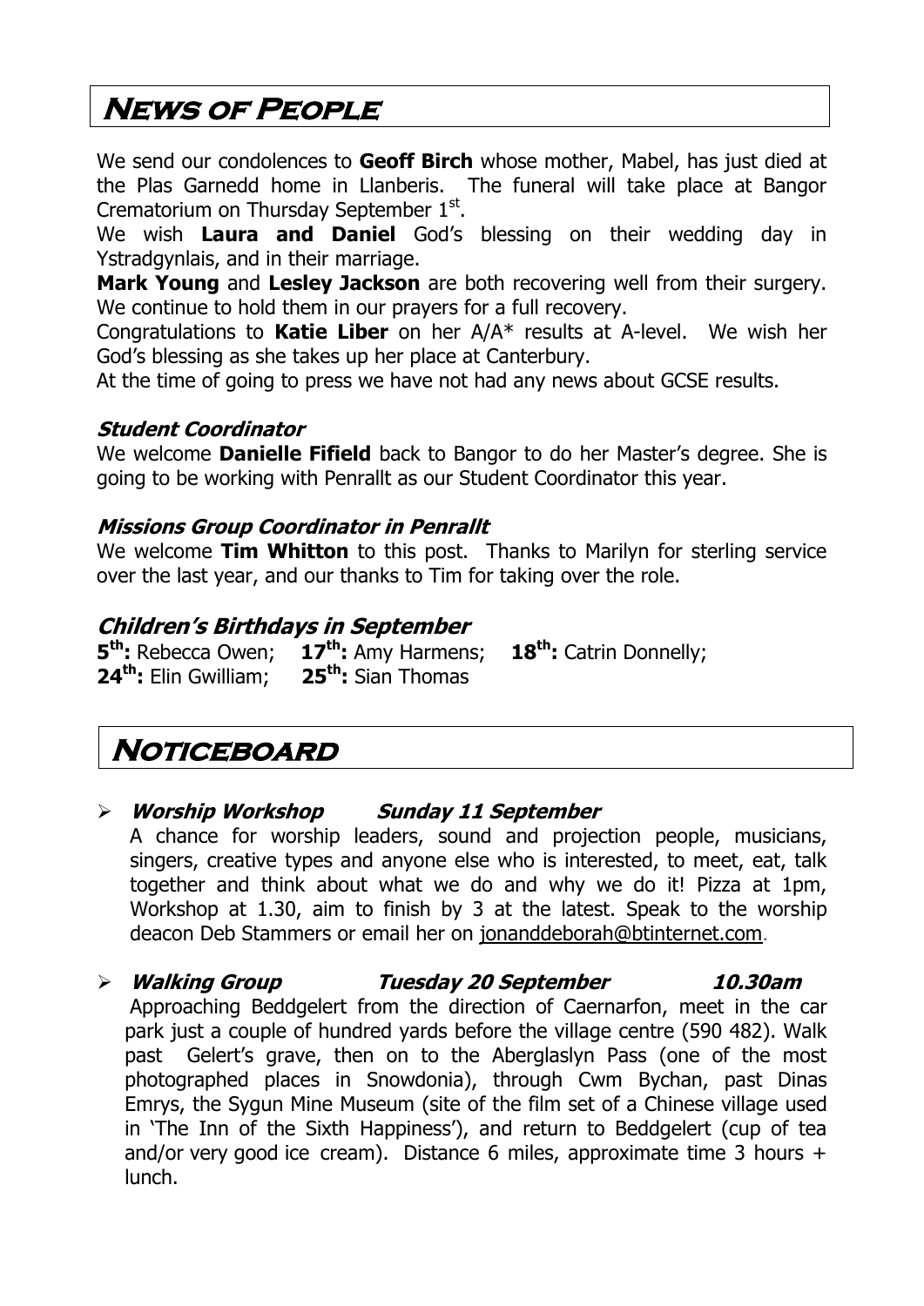# News of People

We send our condolences to **Geoff Birch** whose mother, Mabel, has just died at the Plas Garnedd home in Llanberis. The funeral will take place at Bangor Crematorium on Thursday September 1st.

We wish **Laura and Daniel** God's blessing on their wedding day in Ystradgynlais, and in their marriage.

**Mark Young** and **Lesley Jackson** are both recovering well from their surgery. We continue to hold them in our prayers for a full recovery.

Congratulations to **Katie Liber** on her A/A* results at A-level. We wish her God's blessing as she takes up her place at Canterbury.

At the time of going to press we have not had any news about GCSE results.

### *Student Coordinator*

We welcome **Danielle Fifield** back to Bangor to do her Master's degree. She is going to be working with Penrallt as our Student Coordinator this year.

### *Missions Group Coordinator in Penrallt*

We welcome **Tim Whitton** to this post. Thanks to Marilyn for sterling service over the last year, and our thanks to Tim for taking over the role.

### *Children's Birthdays in September*

**5th:** Rebecca Owen; **17th:** Amy Harmens; **18th:** Catrin Donnelly;
**24th:** Elin Gwilliam; **25th:** Sian Thomas

# Noticeboard

- ***Worship Workshop Sunday 11 September***
  A chance for worship leaders, sound and projection people, musicians, singers, creative types and anyone else who is interested, to meet, eat, talk together and think about what we do and why we do it! Pizza at 1pm, Workshop at 1.30, aim to finish by 3 at the latest. Speak to the worship deacon Deb Stammers or email her on jonanddeborah@btinternet.com.

- ***Walking Group Tuesday 20 September 10.30am***
  Approaching Beddgelert from the direction of Caernarfon, meet in the car park just a couple of hundred yards before the village centre (590 482). Walk past Gelert's grave, then on to the Aberglaslyn Pass (one of the most photographed places in Snowdonia), through Cwm Bychan, past Dinas Emrys, the Sygun Mine Museum (site of the film set of a Chinese village used in 'The Inn of the Sixth Happiness'), and return to Beddgelert (cup of tea and/or very good ice cream). Distance 6 miles, approximate time 3 hours + lunch.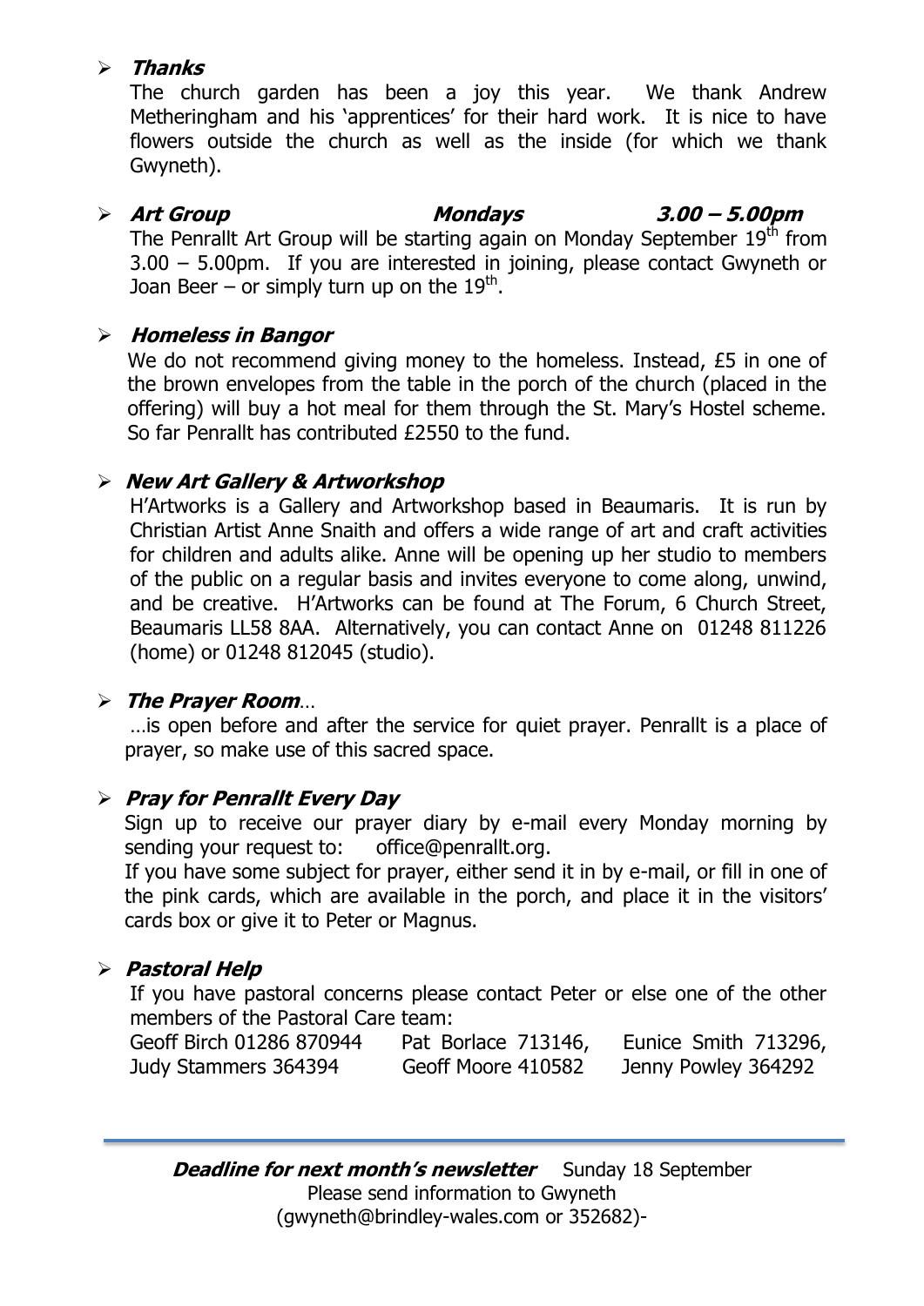- ***Thanks***

  The church garden has been a joy this year. We thank Andrew Metheringham and his 'apprentices' for their hard work. It is nice to have flowers outside the church as well as the inside (for which we thank Gwyneth).

- ***Art Group*** ***Mondays*** ***3.00 – 5.00pm***

  The Penrallt Art Group will be starting again on Monday September 19th from 3.00 – 5.00pm. If you are interested in joining, please contact Gwyneth or Joan Beer – or simply turn up on the 19th.

- ***Homeless in Bangor***

  We do not recommend giving money to the homeless. Instead, £5 in one of the brown envelopes from the table in the porch of the church (placed in the offering) will buy a hot meal for them through the St. Mary's Hostel scheme. So far Penrallt has contributed £2550 to the fund.

- ***New Art Gallery & Artworkshop***

  H'Artworks is a Gallery and Artworkshop based in Beaumaris. It is run by Christian Artist Anne Snaith and offers a wide range of art and craft activities for children and adults alike. Anne will be opening up her studio to members of the public on a regular basis and invites everyone to come along, unwind, and be creative. H'Artworks can be found at The Forum, 6 Church Street, Beaumaris LL58 8AA. Alternatively, you can contact Anne on 01248 811226 (home) or 01248 812045 (studio).

- ***The Prayer Room***…

  …is open before and after the service for quiet prayer. Penrallt is a place of prayer, so make use of this sacred space.

- ***Pray for Penrallt Every Day***

  Sign up to receive our prayer diary by e-mail every Monday morning by sending your request to: office@penrallt.org.

  If you have some subject for prayer, either send it in by e-mail, or fill in one of the pink cards, which are available in the porch, and place it in the visitors' cards box or give it to Peter or Magnus.

- ***Pastoral Help***

  If you have pastoral concerns please contact Peter or else one of the other members of the Pastoral Care team:

  Geoff Birch 01286 870944 Pat Borlace 713146, Eunice Smith 713296,
  Judy Stammers 364394 Geoff Moore 410582 Jenny Powley 364292

---

***Deadline for next month's newsletter*** Sunday 18 September
Please send information to Gwyneth
(gwyneth@brindley-wales.com or 352682)-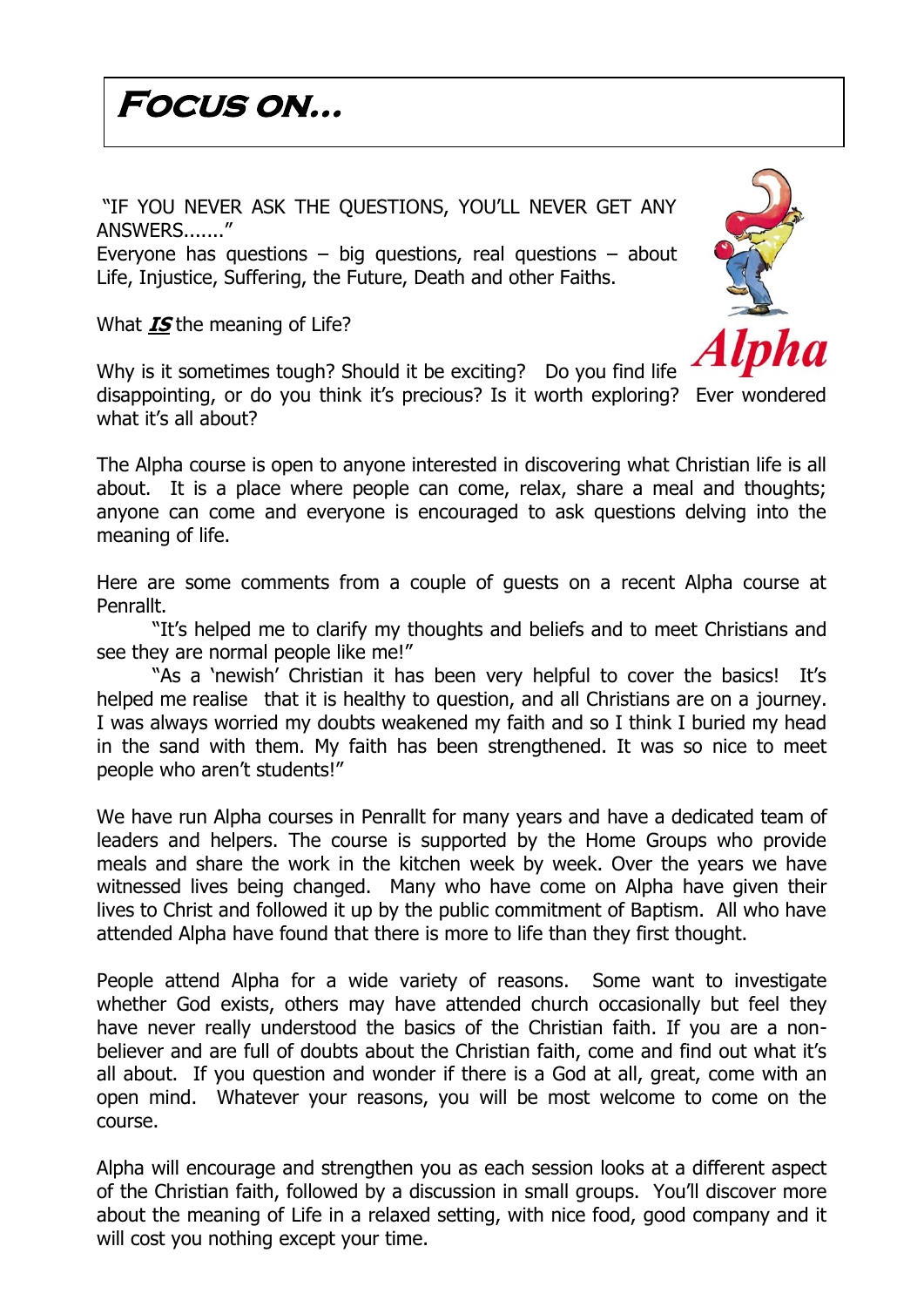# Focus on...

"IF YOU NEVER ASK THE QUESTIONS, YOU'LL NEVER GET ANY ANSWERS......."

Everyone has questions – big questions, real questions – about Life, Injustice, Suffering, the Future, Death and other Faiths.

What ***IS*** the meaning of Life?

Why is it sometimes tough? Should it be exciting? Do you find life disappointing, or do you think it's precious? Is it worth exploring? Ever wondered what it's all about?

The Alpha course is open to anyone interested in discovering what Christian life is all about. It is a place where people can come, relax, share a meal and thoughts; anyone can come and everyone is encouraged to ask questions delving into the meaning of life.

Here are some comments from a couple of guests on a recent Alpha course at Penrallt.

"It's helped me to clarify my thoughts and beliefs and to meet Christians and see they are normal people like me!"

"As a 'newish' Christian it has been very helpful to cover the basics! It's helped me realise that it is healthy to question, and all Christians are on a journey. I was always worried my doubts weakened my faith and so I think I buried my head in the sand with them. My faith has been strengthened. It was so nice to meet people who aren't students!"

We have run Alpha courses in Penrallt for many years and have a dedicated team of leaders and helpers. The course is supported by the Home Groups who provide meals and share the work in the kitchen week by week. Over the years we have witnessed lives being changed. Many who have come on Alpha have given their lives to Christ and followed it up by the public commitment of Baptism. All who have attended Alpha have found that there is more to life than they first thought.

People attend Alpha for a wide variety of reasons. Some want to investigate whether God exists, others may have attended church occasionally but feel they have never really understood the basics of the Christian faith. If you are a non-believer and are full of doubts about the Christian faith, come and find out what it's all about. If you question and wonder if there is a God at all, great, come with an open mind. Whatever your reasons, you will be most welcome to come on the course.

Alpha will encourage and strengthen you as each session looks at a different aspect of the Christian faith, followed by a discussion in small groups. You'll discover more about the meaning of Life in a relaxed setting, with nice food, good company and it will cost you nothing except your time.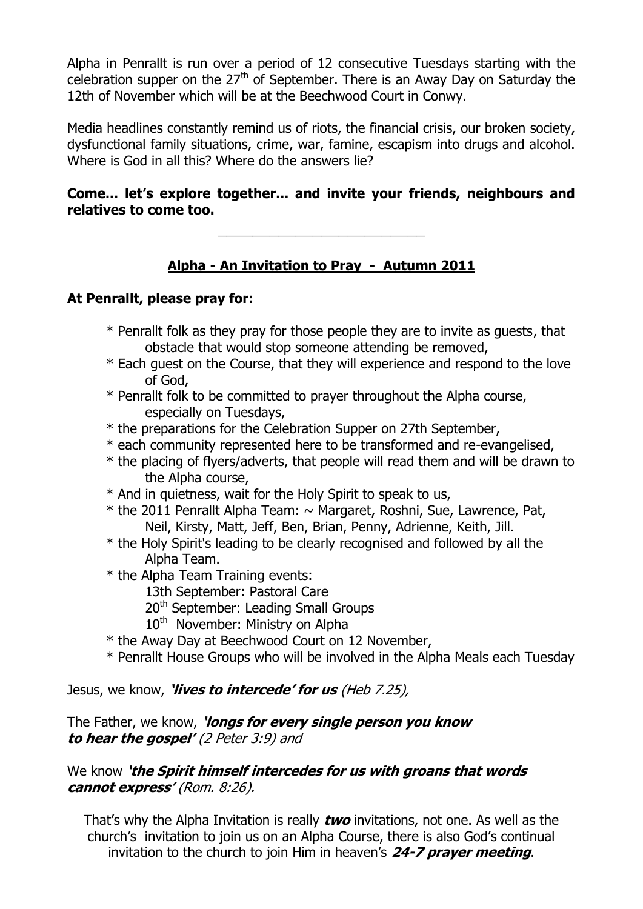Alpha in Penrallt is run over a period of 12 consecutive Tuesdays starting with the celebration supper on the 27th of September. There is an Away Day on Saturday the 12th of November which will be at the Beechwood Court in Conwy.

Media headlines constantly remind us of riots, the financial crisis, our broken society, dysfunctional family situations, crime, war, famine, escapism into drugs and alcohol. Where is God in all this? Where do the answers lie?

**Come... let's explore together... and invite your friends, neighbours and relatives to come too.**

---

## Alpha - An Invitation to Pray - Autumn 2011

**At Penrallt, please pray for:**

* Penrallt folk as they pray for those people they are to invite as guests, that obstacle that would stop someone attending be removed,
* Each guest on the Course, that they will experience and respond to the love of God,
* Penrallt folk to be committed to prayer throughout the Alpha course, especially on Tuesdays,
* the preparations for the Celebration Supper on 27th September,
* each community represented here to be transformed and re-evangelised,
* the placing of flyers/adverts, that people will read them and will be drawn to the Alpha course,
* And in quietness, wait for the Holy Spirit to speak to us,
* the 2011 Penrallt Alpha Team: ~ Margaret, Roshni, Sue, Lawrence, Pat, Neil, Kirsty, Matt, Jeff, Ben, Brian, Penny, Adrienne, Keith, Jill.
* the Holy Spirit's leading to be clearly recognised and followed by all the Alpha Team.
* the Alpha Team Training events:
  - 13th September: Pastoral Care
  - 20th September: Leading Small Groups
  - 10th November: Ministry on Alpha
* the Away Day at Beechwood Court on 12 November,
* Penrallt House Groups who will be involved in the Alpha Meals each Tuesday

Jesus, we know, ***'lives to intercede' for us*** *(Heb 7.25),*

The Father, we know, ***'longs for every single person you know to hear the gospel'*** *(2 Peter 3:9) and*

We know ***'the Spirit himself intercedes for us with groans that words cannot express'*** *(Rom. 8:26).*

That's why the Alpha Invitation is really ***two*** invitations, not one. As well as the church's invitation to join us on an Alpha Course, there is also God's continual invitation to the church to join Him in heaven's ***24-7 prayer meeting***.